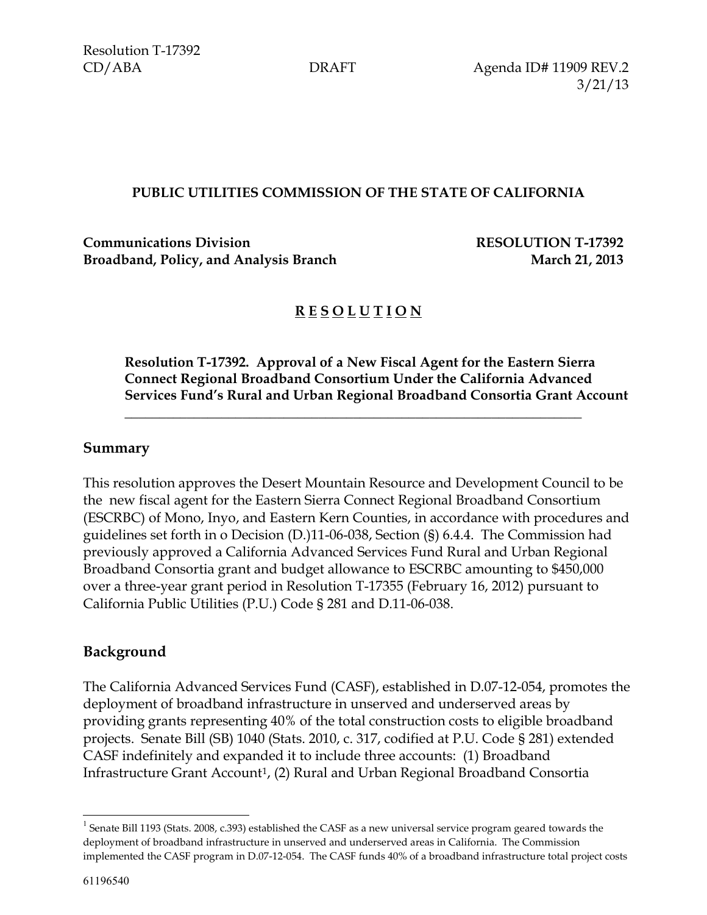Resolution T-17392
CD/ABA DRAFT Agenda ID# 11909 REV.2
3/21/13

**PUBLIC UTILITIES COMMISSION OF THE STATE OF CALIFORNIA**

**Communications Division** **RESOLUTION T-17392**
**Broadband, Policy, and Analysis Branch** **March 21, 2013**

# R E S O L U T I O N

**Resolution T-17392. Approval of a New Fiscal Agent for the Eastern Sierra Connect Regional Broadband Consortium Under the California Advanced Services Fund's Rural and Urban Regional Broadband Consortia Grant Account**

---

## Summary

This resolution approves the Desert Mountain Resource and Development Council to be the new fiscal agent for the Eastern Sierra Connect Regional Broadband Consortium (ESCRBC) of Mono, Inyo, and Eastern Kern Counties, in accordance with procedures and guidelines set forth in o Decision (D.)11-06-038, Section (§) 6.4.4. The Commission had previously approved a California Advanced Services Fund Rural and Urban Regional Broadband Consortia grant and budget allowance to ESCRBC amounting to $450,000 over a three-year grant period in Resolution T-17355 (February 16, 2012) pursuant to California Public Utilities (P.U.) Code § 281 and D.11-06-038.

## Background

The California Advanced Services Fund (CASF), established in D.07-12-054, promotes the deployment of broadband infrastructure in unserved and underserved areas by providing grants representing 40% of the total construction costs to eligible broadband projects. Senate Bill (SB) 1040 (Stats. 2010, c. 317, codified at P.U. Code § 281) extended CASF indefinitely and expanded it to include three accounts: (1) Broadband Infrastructure Grant Account[1], (2) Rural and Urban Regional Broadband Consortia

---

[1] Senate Bill 1193 (Stats. 2008, c.393) established the CASF as a new universal service program geared towards the deployment of broadband infrastructure in unserved and underserved areas in California. The Commission implemented the CASF program in D.07-12-054. The CASF funds 40% of a broadband infrastructure total project costs

61196540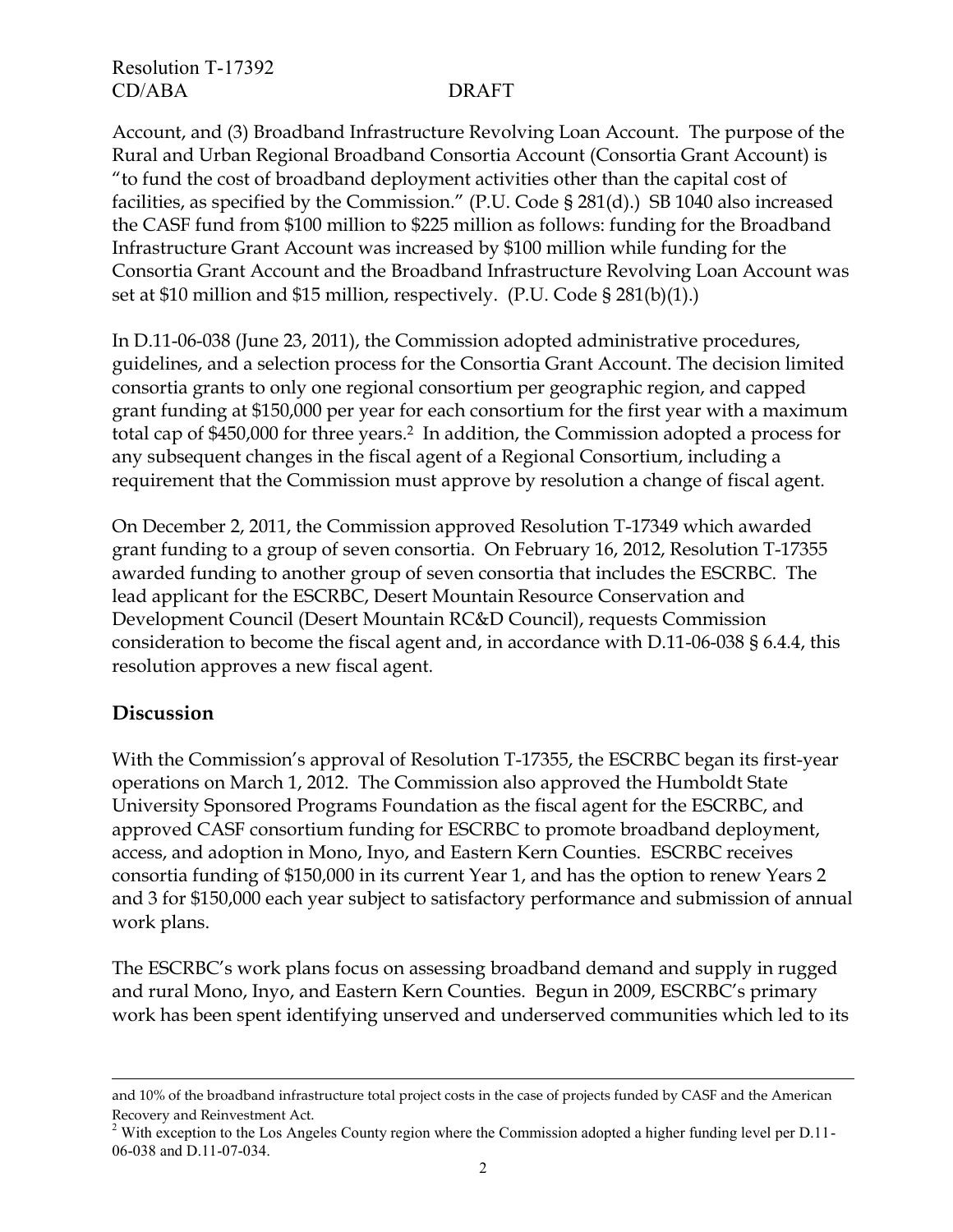Account, and (3) Broadband Infrastructure Revolving Loan Account. The purpose of the Rural and Urban Regional Broadband Consortia Account (Consortia Grant Account) is "to fund the cost of broadband deployment activities other than the capital cost of facilities, as specified by the Commission." (P.U. Code § 281(d).) SB 1040 also increased the CASF fund from $100 million to $225 million as follows: funding for the Broadband Infrastructure Grant Account was increased by $100 million while funding for the Consortia Grant Account and the Broadband Infrastructure Revolving Loan Account was set at $10 million and $15 million, respectively. (P.U. Code § 281(b)(1).)

In D.11-06-038 (June 23, 2011), the Commission adopted administrative procedures, guidelines, and a selection process for the Consortia Grant Account. The decision limited consortia grants to only one regional consortium per geographic region, and capped grant funding at $150,000 per year for each consortium for the first year with a maximum total cap of $450,000 for three years.[2] In addition, the Commission adopted a process for any subsequent changes in the fiscal agent of a Regional Consortium, including a requirement that the Commission must approve by resolution a change of fiscal agent.

On December 2, 2011, the Commission approved Resolution T-17349 which awarded grant funding to a group of seven consortia. On February 16, 2012, Resolution T-17355 awarded funding to another group of seven consortia that includes the ESCRBC. The lead applicant for the ESCRBC, Desert Mountain Resource Conservation and Development Council (Desert Mountain RC&D Council), requests Commission consideration to become the fiscal agent and, in accordance with D.11-06-038 § 6.4.4, this resolution approves a new fiscal agent.

## Discussion

With the Commission's approval of Resolution T-17355, the ESCRBC began its first-year operations on March 1, 2012. The Commission also approved the Humboldt State University Sponsored Programs Foundation as the fiscal agent for the ESCRBC, and approved CASF consortium funding for ESCRBC to promote broadband deployment, access, and adoption in Mono, Inyo, and Eastern Kern Counties. ESCRBC receives consortia funding of $150,000 in its current Year 1, and has the option to renew Years 2 and 3 for $150,000 each year subject to satisfactory performance and submission of annual work plans.

The ESCRBC's work plans focus on assessing broadband demand and supply in rugged and rural Mono, Inyo, and Eastern Kern Counties. Begun in 2009, ESCRBC's primary work has been spent identifying unserved and underserved communities which led to its

---

and 10% of the broadband infrastructure total project costs in the case of projects funded by CASF and the American Recovery and Reinvestment Act.

[2] With exception to the Los Angeles County region where the Commission adopted a higher funding level per D.11-06-038 and D.11-07-034.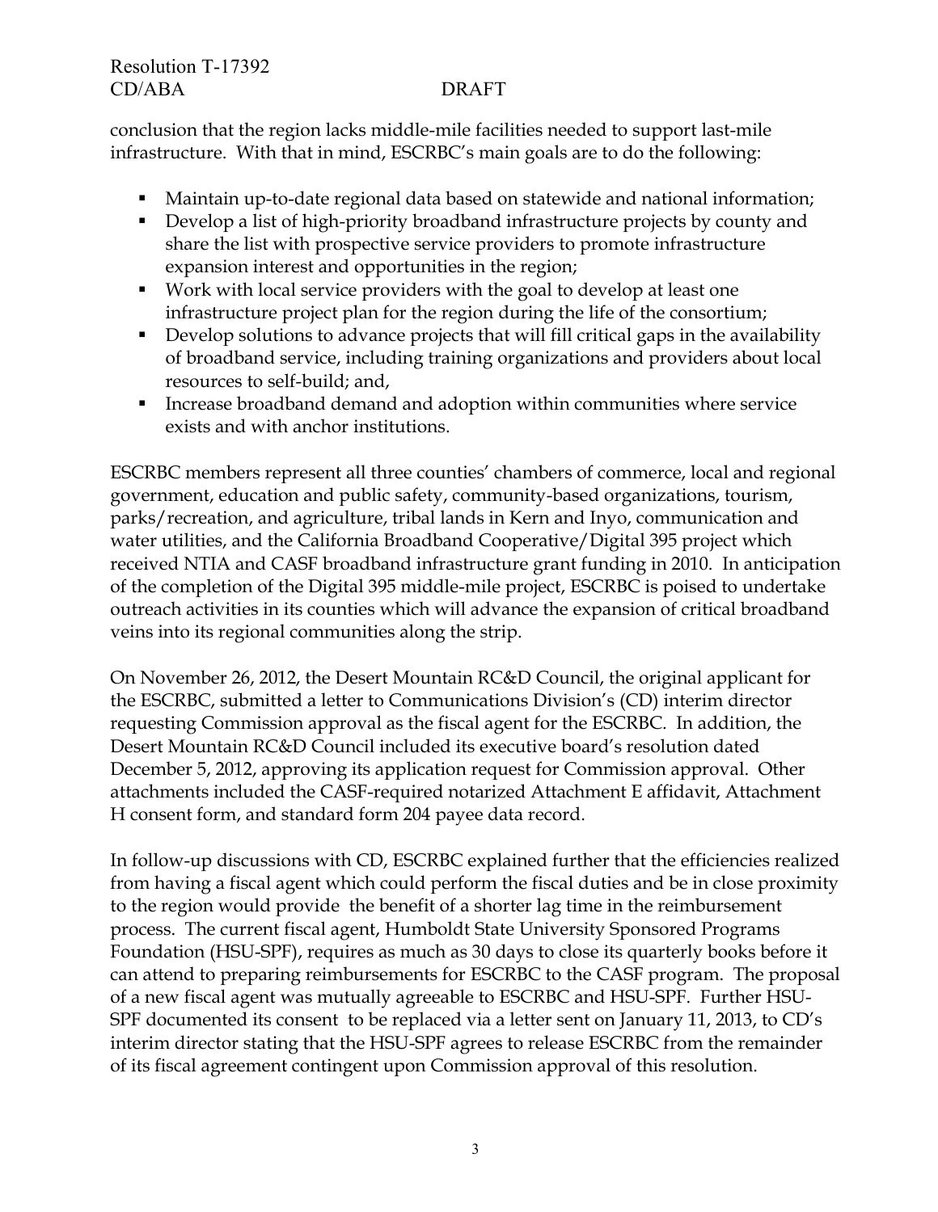conclusion that the region lacks middle-mile facilities needed to support last-mile infrastructure. With that in mind, ESCRBC's main goals are to do the following:

- Maintain up-to-date regional data based on statewide and national information;
- Develop a list of high-priority broadband infrastructure projects by county and share the list with prospective service providers to promote infrastructure expansion interest and opportunities in the region;
- Work with local service providers with the goal to develop at least one infrastructure project plan for the region during the life of the consortium;
- Develop solutions to advance projects that will fill critical gaps in the availability of broadband service, including training organizations and providers about local resources to self-build; and,
- Increase broadband demand and adoption within communities where service exists and with anchor institutions.

ESCRBC members represent all three counties' chambers of commerce, local and regional government, education and public safety, community-based organizations, tourism, parks/recreation, and agriculture, tribal lands in Kern and Inyo, communication and water utilities, and the California Broadband Cooperative/Digital 395 project which received NTIA and CASF broadband infrastructure grant funding in 2010. In anticipation of the completion of the Digital 395 middle-mile project, ESCRBC is poised to undertake outreach activities in its counties which will advance the expansion of critical broadband veins into its regional communities along the strip.

On November 26, 2012, the Desert Mountain RC&D Council, the original applicant for the ESCRBC, submitted a letter to Communications Division's (CD) interim director requesting Commission approval as the fiscal agent for the ESCRBC. In addition, the Desert Mountain RC&D Council included its executive board's resolution dated December 5, 2012, approving its application request for Commission approval. Other attachments included the CASF-required notarized Attachment E affidavit, Attachment H consent form, and standard form 204 payee data record.

In follow-up discussions with CD, ESCRBC explained further that the efficiencies realized from having a fiscal agent which could perform the fiscal duties and be in close proximity to the region would provide the benefit of a shorter lag time in the reimbursement process. The current fiscal agent, Humboldt State University Sponsored Programs Foundation (HSU-SPF), requires as much as 30 days to close its quarterly books before it can attend to preparing reimbursements for ESCRBC to the CASF program. The proposal of a new fiscal agent was mutually agreeable to ESCRBC and HSU-SPF. Further HSU-SPF documented its consent to be replaced via a letter sent on January 11, 2013, to CD's interim director stating that the HSU-SPF agrees to release ESCRBC from the remainder of its fiscal agreement contingent upon Commission approval of this resolution.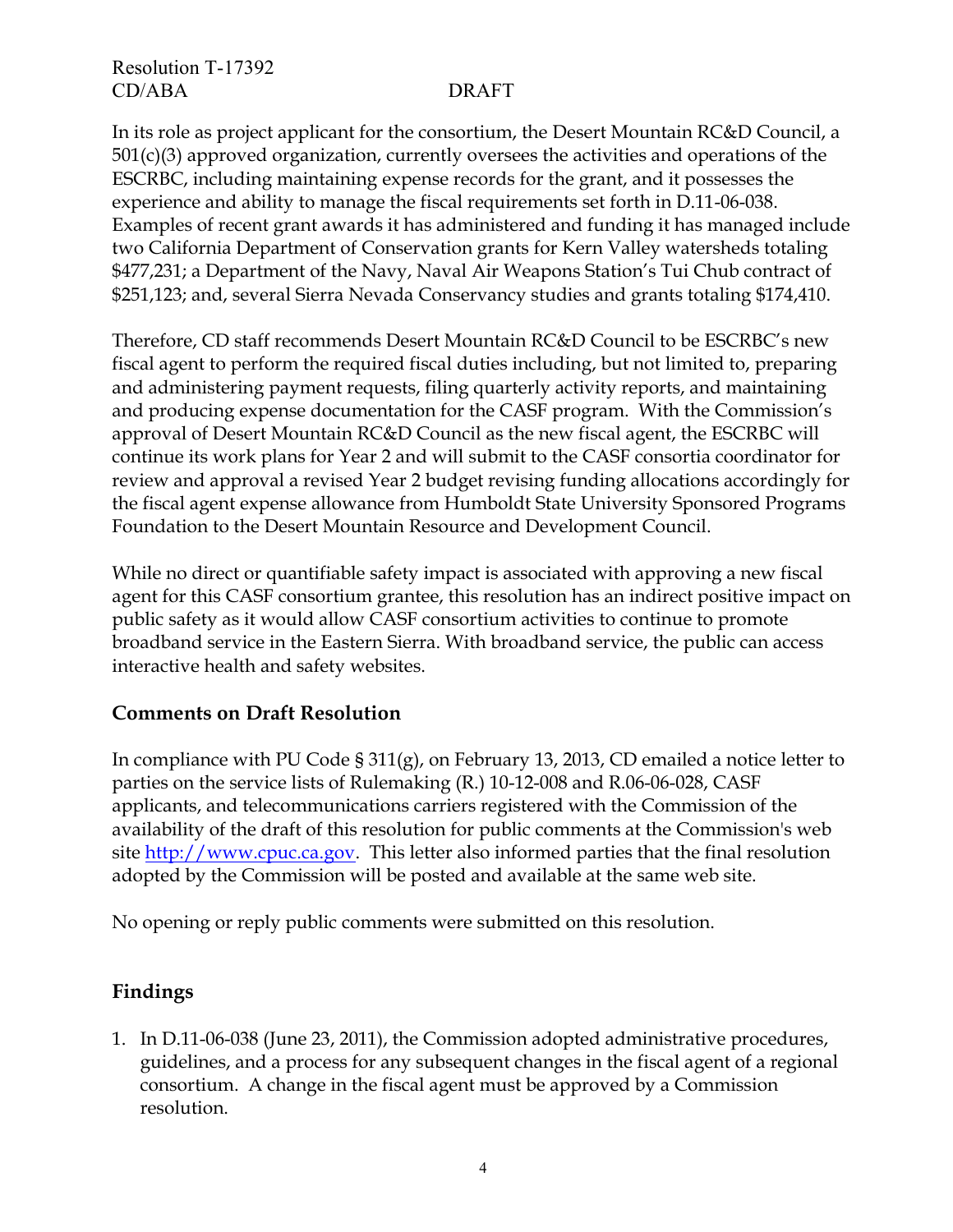In its role as project applicant for the consortium, the Desert Mountain RC&D Council, a 501(c)(3) approved organization, currently oversees the activities and operations of the ESCRBC, including maintaining expense records for the grant, and it possesses the experience and ability to manage the fiscal requirements set forth in D.11-06-038. Examples of recent grant awards it has administered and funding it has managed include two California Department of Conservation grants for Kern Valley watersheds totaling $477,231; a Department of the Navy, Naval Air Weapons Station's Tui Chub contract of $251,123; and, several Sierra Nevada Conservancy studies and grants totaling $174,410.

Therefore, CD staff recommends Desert Mountain RC&D Council to be ESCRBC's new fiscal agent to perform the required fiscal duties including, but not limited to, preparing and administering payment requests, filing quarterly activity reports, and maintaining and producing expense documentation for the CASF program. With the Commission's approval of Desert Mountain RC&D Council as the new fiscal agent, the ESCRBC will continue its work plans for Year 2 and will submit to the CASF consortia coordinator for review and approval a revised Year 2 budget revising funding allocations accordingly for the fiscal agent expense allowance from Humboldt State University Sponsored Programs Foundation to the Desert Mountain Resource and Development Council.

While no direct or quantifiable safety impact is associated with approving a new fiscal agent for this CASF consortium grantee, this resolution has an indirect positive impact on public safety as it would allow CASF consortium activities to continue to promote broadband service in the Eastern Sierra. With broadband service, the public can access interactive health and safety websites.

## Comments on Draft Resolution

In compliance with PU Code § 311(g), on February 13, 2013, CD emailed a notice letter to parties on the service lists of Rulemaking (R.) 10-12-008 and R.06-06-028, CASF applicants, and telecommunications carriers registered with the Commission of the availability of the draft of this resolution for public comments at the Commission's web site http://www.cpuc.ca.gov. This letter also informed parties that the final resolution adopted by the Commission will be posted and available at the same web site.

No opening or reply public comments were submitted on this resolution.

## Findings

1. In D.11-06-038 (June 23, 2011), the Commission adopted administrative procedures, guidelines, and a process for any subsequent changes in the fiscal agent of a regional consortium. A change in the fiscal agent must be approved by a Commission resolution.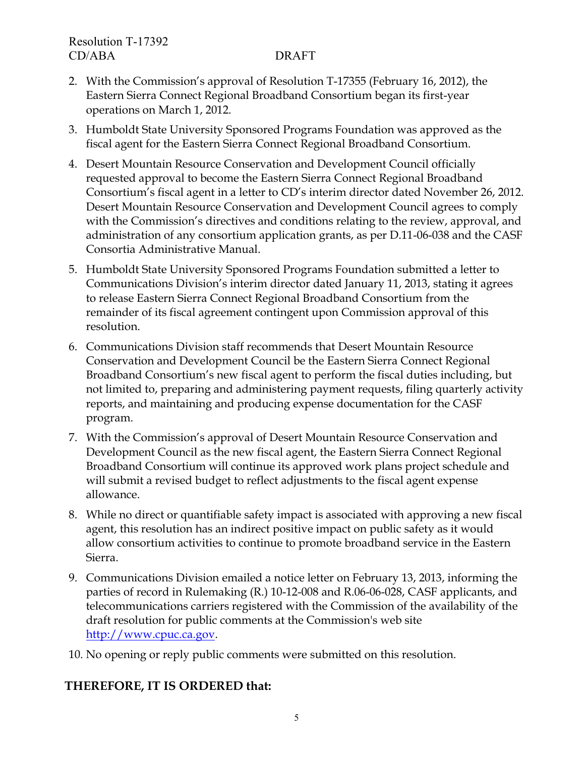2. With the Commission's approval of Resolution T-17355 (February 16, 2012), the Eastern Sierra Connect Regional Broadband Consortium began its first-year operations on March 1, 2012.
3. Humboldt State University Sponsored Programs Foundation was approved as the fiscal agent for the Eastern Sierra Connect Regional Broadband Consortium.
4. Desert Mountain Resource Conservation and Development Council officially requested approval to become the Eastern Sierra Connect Regional Broadband Consortium's fiscal agent in a letter to CD's interim director dated November 26, 2012. Desert Mountain Resource Conservation and Development Council agrees to comply with the Commission's directives and conditions relating to the review, approval, and administration of any consortium application grants, as per D.11-06-038 and the CASF Consortia Administrative Manual.
5. Humboldt State University Sponsored Programs Foundation submitted a letter to Communications Division's interim director dated January 11, 2013, stating it agrees to release Eastern Sierra Connect Regional Broadband Consortium from the remainder of its fiscal agreement contingent upon Commission approval of this resolution.
6. Communications Division staff recommends that Desert Mountain Resource Conservation and Development Council be the Eastern Sierra Connect Regional Broadband Consortium's new fiscal agent to perform the fiscal duties including, but not limited to, preparing and administering payment requests, filing quarterly activity reports, and maintaining and producing expense documentation for the CASF program.
7. With the Commission's approval of Desert Mountain Resource Conservation and Development Council as the new fiscal agent, the Eastern Sierra Connect Regional Broadband Consortium will continue its approved work plans project schedule and will submit a revised budget to reflect adjustments to the fiscal agent expense allowance.
8. While no direct or quantifiable safety impact is associated with approving a new fiscal agent, this resolution has an indirect positive impact on public safety as it would allow consortium activities to continue to promote broadband service in the Eastern Sierra.
9. Communications Division emailed a notice letter on February 13, 2013, informing the parties of record in Rulemaking (R.) 10-12-008 and R.06-06-028, CASF applicants, and telecommunications carriers registered with the Commission of the availability of the draft resolution for public comments at the Commission's web site http://www.cpuc.ca.gov.
10. No opening or reply public comments were submitted on this resolution.

**THEREFORE, IT IS ORDERED that:**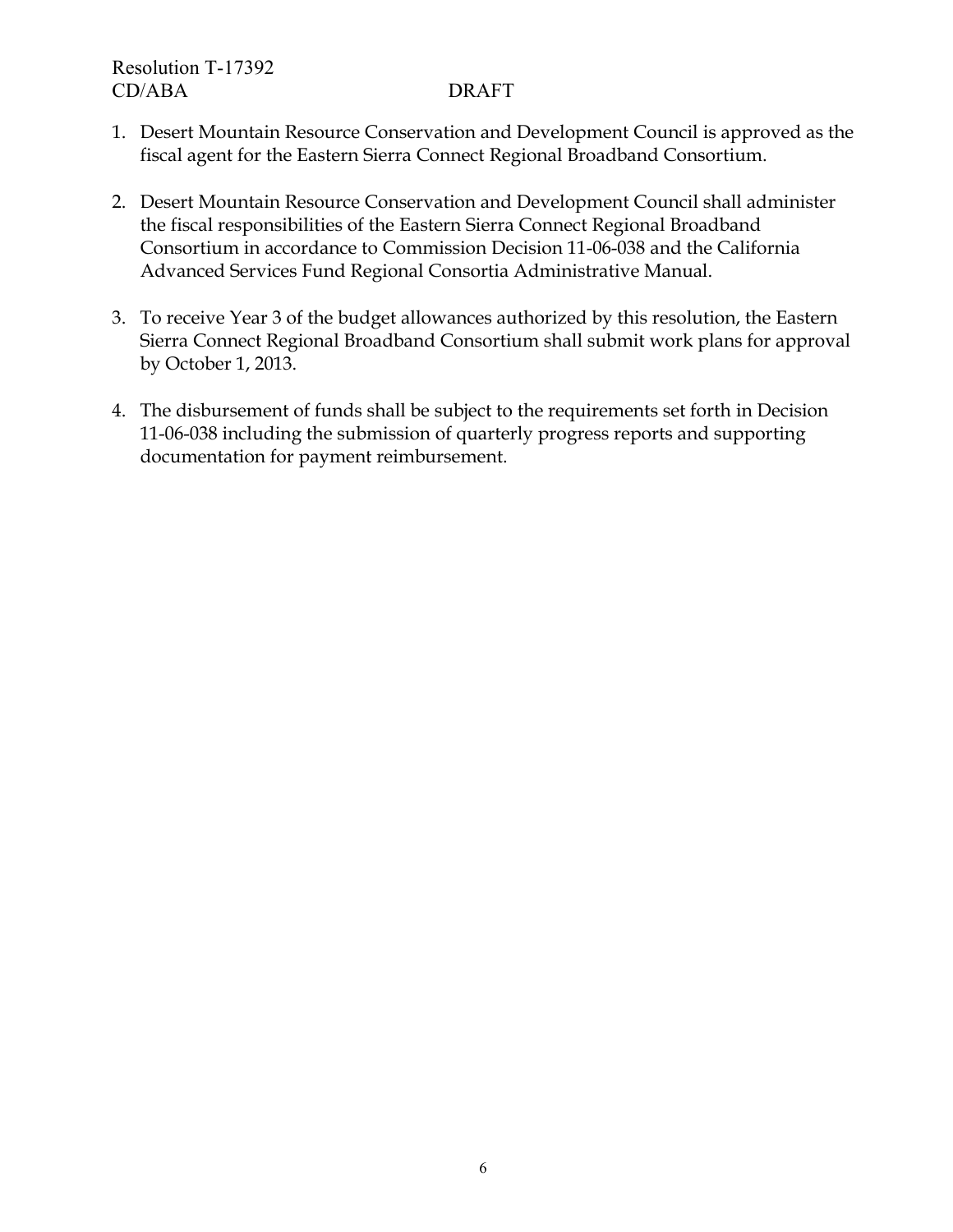1. Desert Mountain Resource Conservation and Development Council is approved as the fiscal agent for the Eastern Sierra Connect Regional Broadband Consortium.

2. Desert Mountain Resource Conservation and Development Council shall administer the fiscal responsibilities of the Eastern Sierra Connect Regional Broadband Consortium in accordance to Commission Decision 11-06-038 and the California Advanced Services Fund Regional Consortia Administrative Manual.

3. To receive Year 3 of the budget allowances authorized by this resolution, the Eastern Sierra Connect Regional Broadband Consortium shall submit work plans for approval by October 1, 2013.

4. The disbursement of funds shall be subject to the requirements set forth in Decision 11-06-038 including the submission of quarterly progress reports and supporting documentation for payment reimbursement.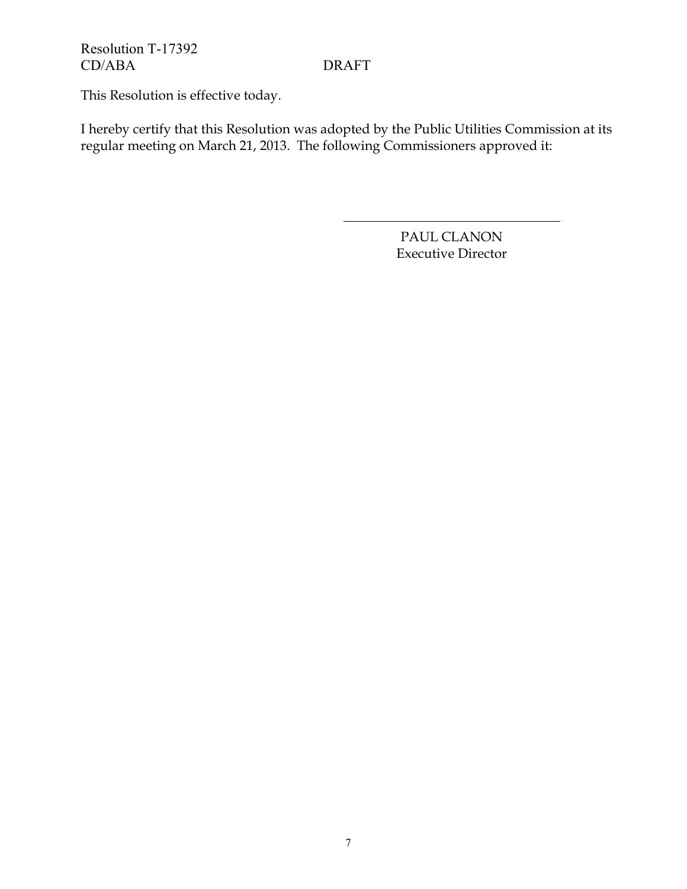This Resolution is effective today.

I hereby certify that this Resolution was adopted by the Public Utilities Commission at its regular meeting on March 21, 2013. The following Commissioners approved it:

\_\_\_\_\_\_\_\_\_\_\_\_\_\_\_\_\_\_\_\_\_\_\_\_\_\_\_\_\_\_\_\_\_\_\_

PAUL CLANON
Executive Director